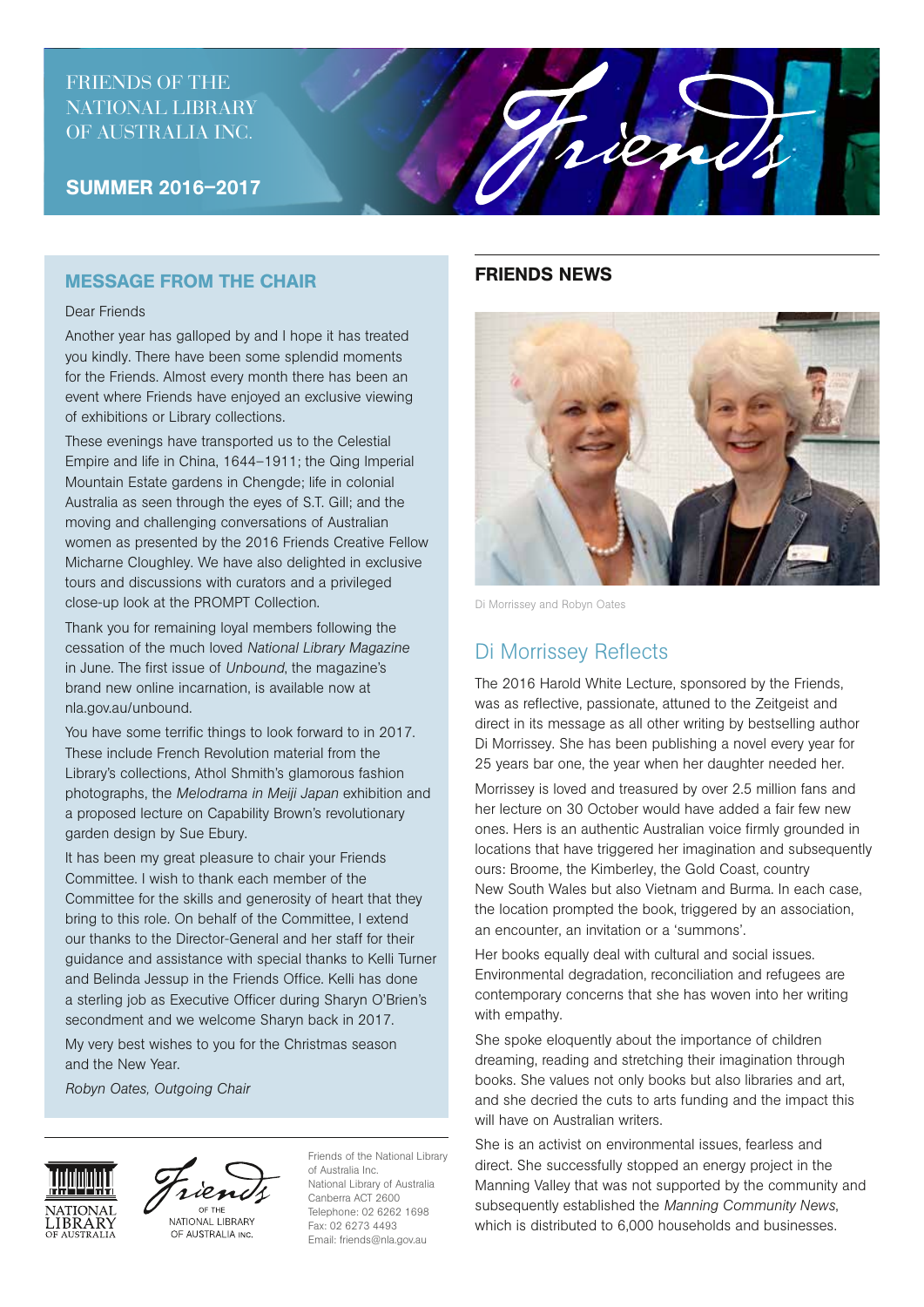FRIENDS OF THE NATIONAL LIBRARY OF AUSTRALIA INC.

**SUMMER 2016–2017**

## MESSAGE FROM THE CHAIR

Dear Friends

Another year has galloped by and I hope it has treated you kindly. There have been some splendid moments for the Friends. Almost every month there has been an event where Friends have enjoyed an exclusive viewing of exhibitions or Library collections.

These evenings have transported us to the Celestial Empire and life in China, 1644–1911; the Qing Imperial Mountain Estate gardens in Chengde; life in colonial Australia as seen through the eyes of S.T. Gill; and the moving and challenging conversations of Australian women as presented by the 2016 Friends Creative Fellow Micharne Cloughley. We have also delighted in exclusive tours and discussions with curators and a privileged close-up look at the PROMPT Collection.

Thank you for remaining loyal members following the cessation of the much loved *National Library Magazine* in June. The first issue of *Unbound*, the magazine's brand new online incarnation, is available now at nla.gov.au/unbound.

You have some terrific things to look forward to in 2017. These include French Revolution material from the Library's collections, Athol Shmith's glamorous fashion photographs, the *Melodrama in Meiji Japan* exhibition and a proposed lecture on Capability Brown's revolutionary garden design by Sue Ebury.

It has been my great pleasure to chair your Friends Committee. I wish to thank each member of the Committee for the skills and generosity of heart that they bring to this role. On behalf of the Committee, I extend our thanks to the Director-General and her staff for their guidance and assistance with special thanks to Kelli Turner and Belinda Jessup in the Friends Office. Kelli has done a sterling job as Executive Officer during Sharyn O'Brien's secondment and we welcome Sharyn back in 2017.

My very best wishes to you for the Christmas season and the New Year.

*Robyn Oates, Outgoing Chair*

Friends of the National Library of Australia Inc.
National Library of Australia
Canberra ACT 2600
Telephone: 02 6262 1698
Fax: 02 6273 4493
Email: friends@nla.gov.au

## FRIENDS NEWS

Di Morrissey and Robyn Oates

### Di Morrissey Reflects

The 2016 Harold White Lecture, sponsored by the Friends, was as reflective, passionate, attuned to the Zeitgeist and direct in its message as all other writing by bestselling author Di Morrissey. She has been publishing a novel every year for 25 years bar one, the year when her daughter needed her.

Morrissey is loved and treasured by over 2.5 million fans and her lecture on 30 October would have added a fair few new ones. Hers is an authentic Australian voice firmly grounded in locations that have triggered her imagination and subsequently ours: Broome, the Kimberley, the Gold Coast, country New South Wales but also Vietnam and Burma. In each case, the location prompted the book, triggered by an association, an encounter, an invitation or a 'summons'.

Her books equally deal with cultural and social issues. Environmental degradation, reconciliation and refugees are contemporary concerns that she has woven into her writing with empathy.

She spoke eloquently about the importance of children dreaming, reading and stretching their imagination through books. She values not only books but also libraries and art, and she decried the cuts to arts funding and the impact this will have on Australian writers.

She is an activist on environmental issues, fearless and direct. She successfully stopped an energy project in the Manning Valley that was not supported by the community and subsequently established the *Manning Community News*, which is distributed to 6,000 households and businesses.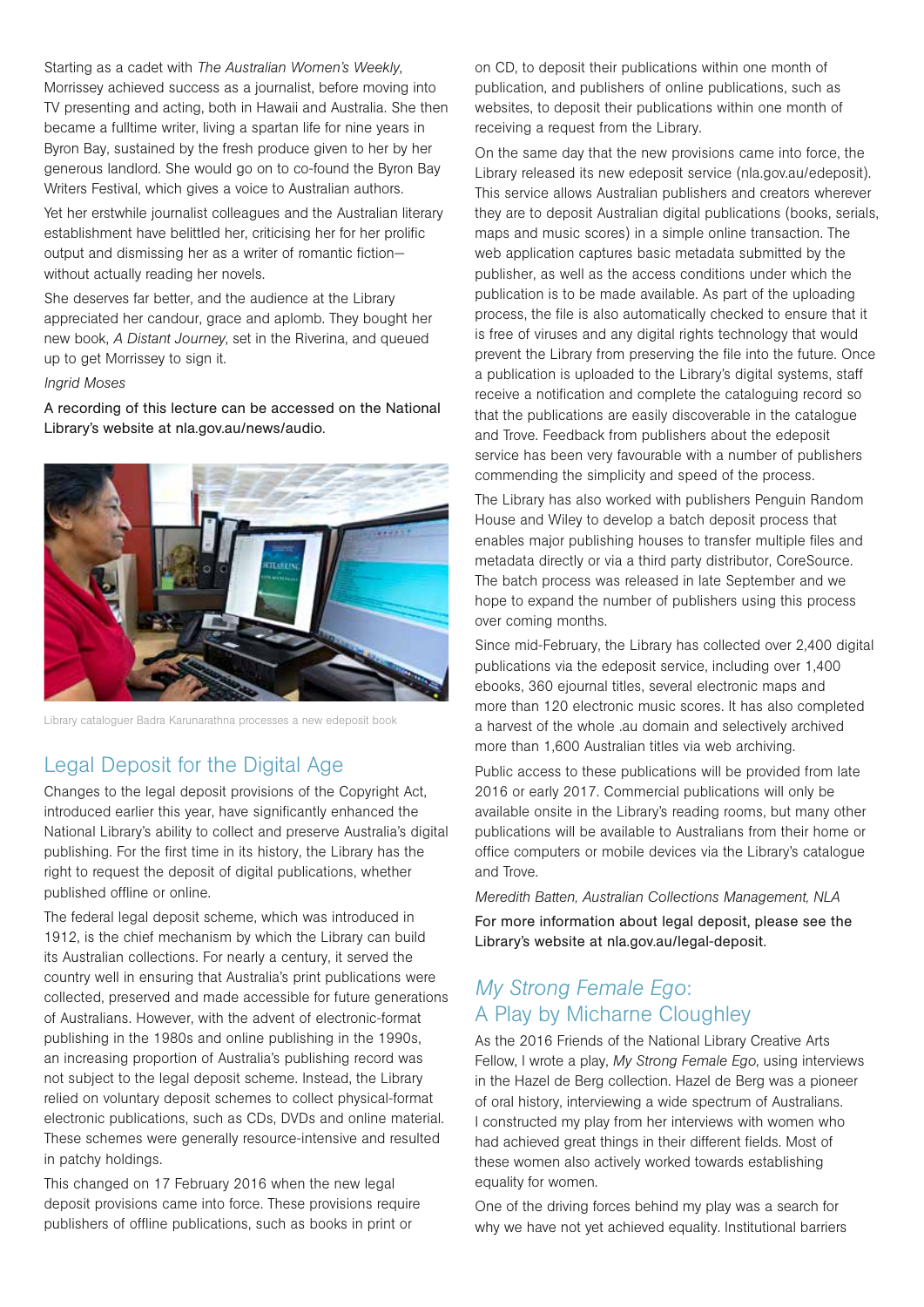Starting as a cadet with *The Australian Women's Weekly*, Morrissey achieved success as a journalist, before moving into TV presenting and acting, both in Hawaii and Australia. She then became a fulltime writer, living a spartan life for nine years in Byron Bay, sustained by the fresh produce given to her by her generous landlord. She would go on to co-found the Byron Bay Writers Festival, which gives a voice to Australian authors.

Yet her erstwhile journalist colleagues and the Australian literary establishment have belittled her, criticising her for her prolific output and dismissing her as a writer of romantic fiction—without actually reading her novels.

She deserves far better, and the audience at the Library appreciated her candour, grace and aplomb. They bought her new book, *A Distant Journey*, set in the Riverina, and queued up to get Morrissey to sign it.

*Ingrid Moses*

A recording of this lecture can be accessed on the National Library's website at nla.gov.au/news/audio.

Library cataloguer Badra Karunarathna processes a new edeposit book

## Legal Deposit for the Digital Age

Changes to the legal deposit provisions of the Copyright Act, introduced earlier this year, have significantly enhanced the National Library's ability to collect and preserve Australia's digital publishing. For the first time in its history, the Library has the right to request the deposit of digital publications, whether published offline or online.

The federal legal deposit scheme, which was introduced in 1912, is the chief mechanism by which the Library can build its Australian collections. For nearly a century, it served the country well in ensuring that Australia's print publications were collected, preserved and made accessible for future generations of Australians. However, with the advent of electronic-format publishing in the 1980s and online publishing in the 1990s, an increasing proportion of Australia's publishing record was not subject to the legal deposit scheme. Instead, the Library relied on voluntary deposit schemes to collect physical-format electronic publications, such as CDs, DVDs and online material. These schemes were generally resource-intensive and resulted in patchy holdings.

This changed on 17 February 2016 when the new legal deposit provisions came into force. These provisions require publishers of offline publications, such as books in print or on CD, to deposit their publications within one month of publication, and publishers of online publications, such as websites, to deposit their publications within one month of receiving a request from the Library.

On the same day that the new provisions came into force, the Library released its new edeposit service (nla.gov.au/edeposit). This service allows Australian publishers and creators wherever they are to deposit Australian digital publications (books, serials, maps and music scores) in a simple online transaction. The web application captures basic metadata submitted by the publisher, as well as the access conditions under which the publication is to be made available. As part of the uploading process, the file is also automatically checked to ensure that it is free of viruses and any digital rights technology that would prevent the Library from preserving the file into the future. Once a publication is uploaded to the Library's digital systems, staff receive a notification and complete the cataloguing record so that the publications are easily discoverable in the catalogue and Trove. Feedback from publishers about the edeposit service has been very favourable with a number of publishers commending the simplicity and speed of the process.

The Library has also worked with publishers Penguin Random House and Wiley to develop a batch deposit process that enables major publishing houses to transfer multiple files and metadata directly or via a third party distributor, CoreSource. The batch process was released in late September and we hope to expand the number of publishers using this process over coming months.

Since mid-February, the Library has collected over 2,400 digital publications via the edeposit service, including over 1,400 ebooks, 360 ejournal titles, several electronic maps and more than 120 electronic music scores. It has also completed a harvest of the whole .au domain and selectively archived more than 1,600 Australian titles via web archiving.

Public access to these publications will be provided from late 2016 or early 2017. Commercial publications will only be available onsite in the Library's reading rooms, but many other publications will be available to Australians from their home or office computers or mobile devices via the Library's catalogue and Trove.

*Meredith Batten, Australian Collections Management, NLA*

For more information about legal deposit, please see the Library's website at nla.gov.au/legal-deposit.

## *My Strong Female Ego*: A Play by Micharne Cloughley

As the 2016 Friends of the National Library Creative Arts Fellow, I wrote a play, *My Strong Female Ego*, using interviews in the Hazel de Berg collection. Hazel de Berg was a pioneer of oral history, interviewing a wide spectrum of Australians. I constructed my play from her interviews with women who had achieved great things in their different fields. Most of these women also actively worked towards establishing equality for women.

One of the driving forces behind my play was a search for why we have not yet achieved equality. Institutional barriers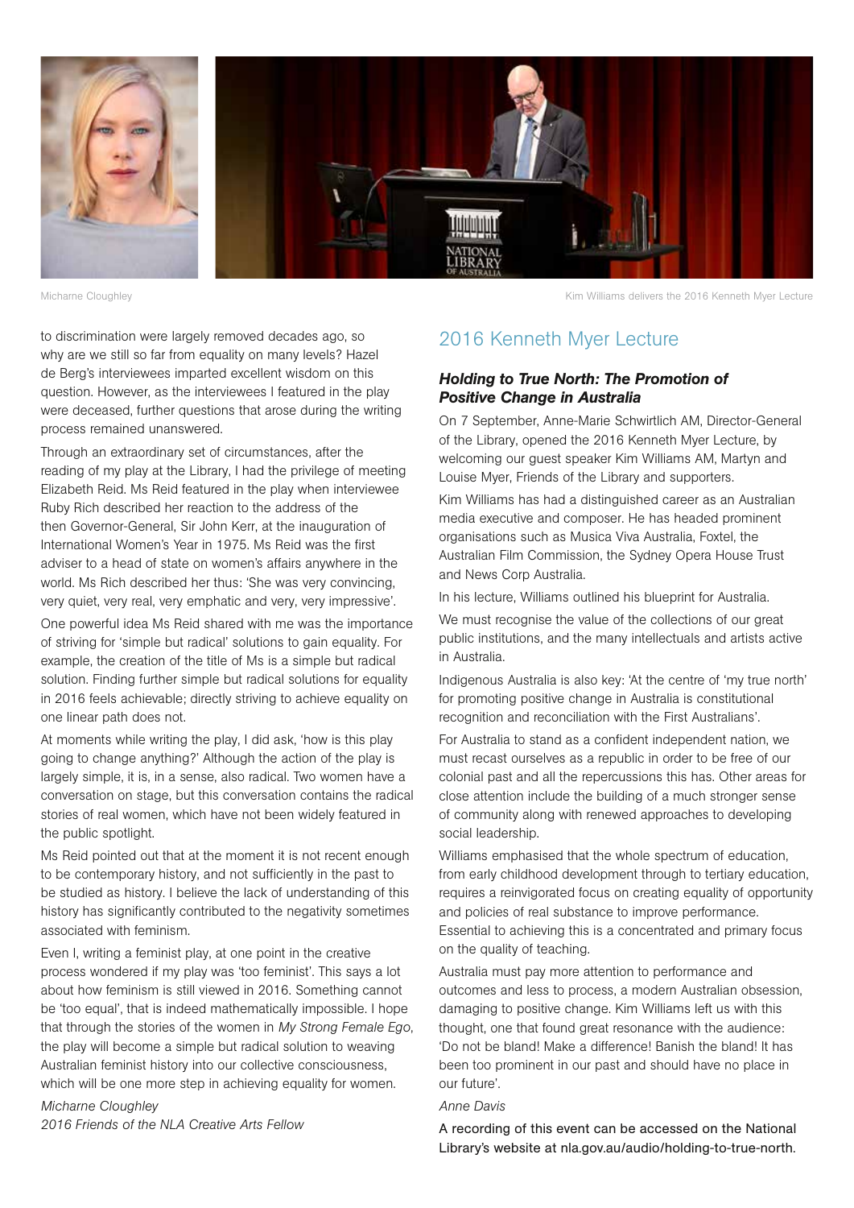Micharne Cloughley

Kim Williams delivers the 2016 Kenneth Myer Lecture

to discrimination were largely removed decades ago, so why are we still so far from equality on many levels? Hazel de Berg's interviewees imparted excellent wisdom on this question. However, as the interviewees I featured in the play were deceased, further questions that arose during the writing process remained unanswered.

Through an extraordinary set of circumstances, after the reading of my play at the Library, I had the privilege of meeting Elizabeth Reid. Ms Reid featured in the play when interviewee Ruby Rich described her reaction to the address of the then Governor-General, Sir John Kerr, at the inauguration of International Women's Year in 1975. Ms Reid was the first adviser to a head of state on women's affairs anywhere in the world. Ms Rich described her thus: 'She was very convincing, very quiet, very real, very emphatic and very, very impressive'.

One powerful idea Ms Reid shared with me was the importance of striving for 'simple but radical' solutions to gain equality. For example, the creation of the title of Ms is a simple but radical solution. Finding further simple but radical solutions for equality in 2016 feels achievable; directly striving to achieve equality on one linear path does not.

At moments while writing the play, I did ask, 'how is this play going to change anything?' Although the action of the play is largely simple, it is, in a sense, also radical. Two women have a conversation on stage, but this conversation contains the radical stories of real women, which have not been widely featured in the public spotlight.

Ms Reid pointed out that at the moment it is not recent enough to be contemporary history, and not sufficiently in the past to be studied as history. I believe the lack of understanding of this history has significantly contributed to the negativity sometimes associated with feminism.

Even I, writing a feminist play, at one point in the creative process wondered if my play was 'too feminist'. This says a lot about how feminism is still viewed in 2016. Something cannot be 'too equal', that is indeed mathematically impossible. I hope that through the stories of the women in *My Strong Female Ego*, the play will become a simple but radical solution to weaving Australian feminist history into our collective consciousness, which will be one more step in achieving equality for women.

*Micharne Cloughley*
*2016 Friends of the NLA Creative Arts Fellow*

## 2016 Kenneth Myer Lecture

### *Holding to True North: The Promotion of Positive Change in Australia*

On 7 September, Anne-Marie Schwirtlich AM, Director-General of the Library, opened the 2016 Kenneth Myer Lecture, by welcoming our guest speaker Kim Williams AM, Martyn and Louise Myer, Friends of the Library and supporters.

Kim Williams has had a distinguished career as an Australian media executive and composer. He has headed prominent organisations such as Musica Viva Australia, Foxtel, the Australian Film Commission, the Sydney Opera House Trust and News Corp Australia.

In his lecture, Williams outlined his blueprint for Australia.

We must recognise the value of the collections of our great public institutions, and the many intellectuals and artists active in Australia.

Indigenous Australia is also key: 'At the centre of 'my true north' for promoting positive change in Australia is constitutional recognition and reconciliation with the First Australians'.

For Australia to stand as a confident independent nation, we must recast ourselves as a republic in order to be free of our colonial past and all the repercussions this has. Other areas for close attention include the building of a much stronger sense of community along with renewed approaches to developing social leadership.

Williams emphasised that the whole spectrum of education, from early childhood development through to tertiary education, requires a reinvigorated focus on creating equality of opportunity and policies of real substance to improve performance. Essential to achieving this is a concentrated and primary focus on the quality of teaching.

Australia must pay more attention to performance and outcomes and less to process, a modern Australian obsession, damaging to positive change. Kim Williams left us with this thought, one that found great resonance with the audience: 'Do not be bland! Make a difference! Banish the bland! It has been too prominent in our past and should have no place in our future'.

*Anne Davis*

A recording of this event can be accessed on the National Library's website at nla.gov.au/audio/holding-to-true-north.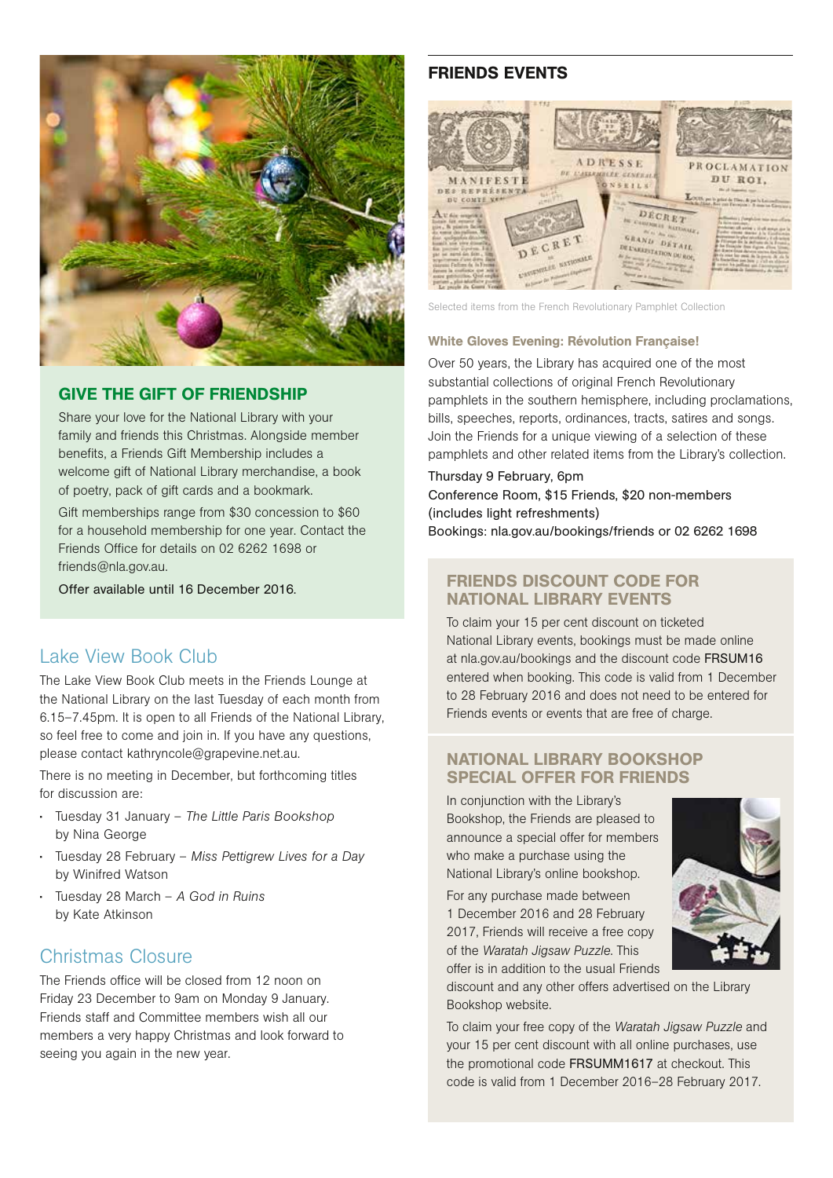## GIVE THE GIFT OF FRIENDSHIP

Share your love for the National Library with your family and friends this Christmas. Alongside member benefits, a Friends Gift Membership includes a welcome gift of National Library merchandise, a book of poetry, pack of gift cards and a bookmark.

Gift memberships range from $30 concession to $60 for a household membership for one year. Contact the Friends Office for details on 02 6262 1698 or friends@nla.gov.au.

Offer available until 16 December 2016.

## Lake View Book Club

The Lake View Book Club meets in the Friends Lounge at the National Library on the last Tuesday of each month from 6.15–7.45pm. It is open to all Friends of the National Library, so feel free to come and join in. If you have any questions, please contact kathryncole@grapevine.net.au.

There is no meeting in December, but forthcoming titles for discussion are:

- Tuesday 31 January – *The Little Paris Bookshop* by Nina George
- Tuesday 28 February – *Miss Pettigrew Lives for a Day* by Winifred Watson
- Tuesday 28 March – *A God in Ruins* by Kate Atkinson

## Christmas Closure

The Friends office will be closed from 12 noon on Friday 23 December to 9am on Monday 9 January. Friends staff and Committee members wish all our members a very happy Christmas and look forward to seeing you again in the new year.

## FRIENDS EVENTS

Selected items from the French Revolutionary Pamphlet Collection

### White Gloves Evening: Révolution Française!

Over 50 years, the Library has acquired one of the most substantial collections of original French Revolutionary pamphlets in the southern hemisphere, including proclamations, bills, speeches, reports, ordinances, tracts, satires and songs. Join the Friends for a unique viewing of a selection of these pamphlets and other related items from the Library's collection.

Thursday 9 February, 6pm
Conference Room, $15 Friends, $20 non-members (includes light refreshments)
Bookings: nla.gov.au/bookings/friends or 02 6262 1698

## FRIENDS DISCOUNT CODE FOR NATIONAL LIBRARY EVENTS

To claim your 15 per cent discount on ticketed National Library events, bookings must be made online at nla.gov.au/bookings and the discount code FRSUM16 entered when booking. This code is valid from 1 December to 28 February 2016 and does not need to be entered for Friends events or events that are free of charge.

## NATIONAL LIBRARY BOOKSHOP SPECIAL OFFER FOR FRIENDS

In conjunction with the Library's Bookshop, the Friends are pleased to announce a special offer for members who make a purchase using the National Library's online bookshop.

For any purchase made between 1 December 2016 and 28 February 2017, Friends will receive a free copy of the *Waratah Jigsaw Puzzle*. This offer is in addition to the usual Friends discount and any other offers advertised on the Library Bookshop website.

To claim your free copy of the *Waratah Jigsaw Puzzle* and your 15 per cent discount with all online purchases, use the promotional code FRSUMM1617 at checkout. This code is valid from 1 December 2016–28 February 2017.